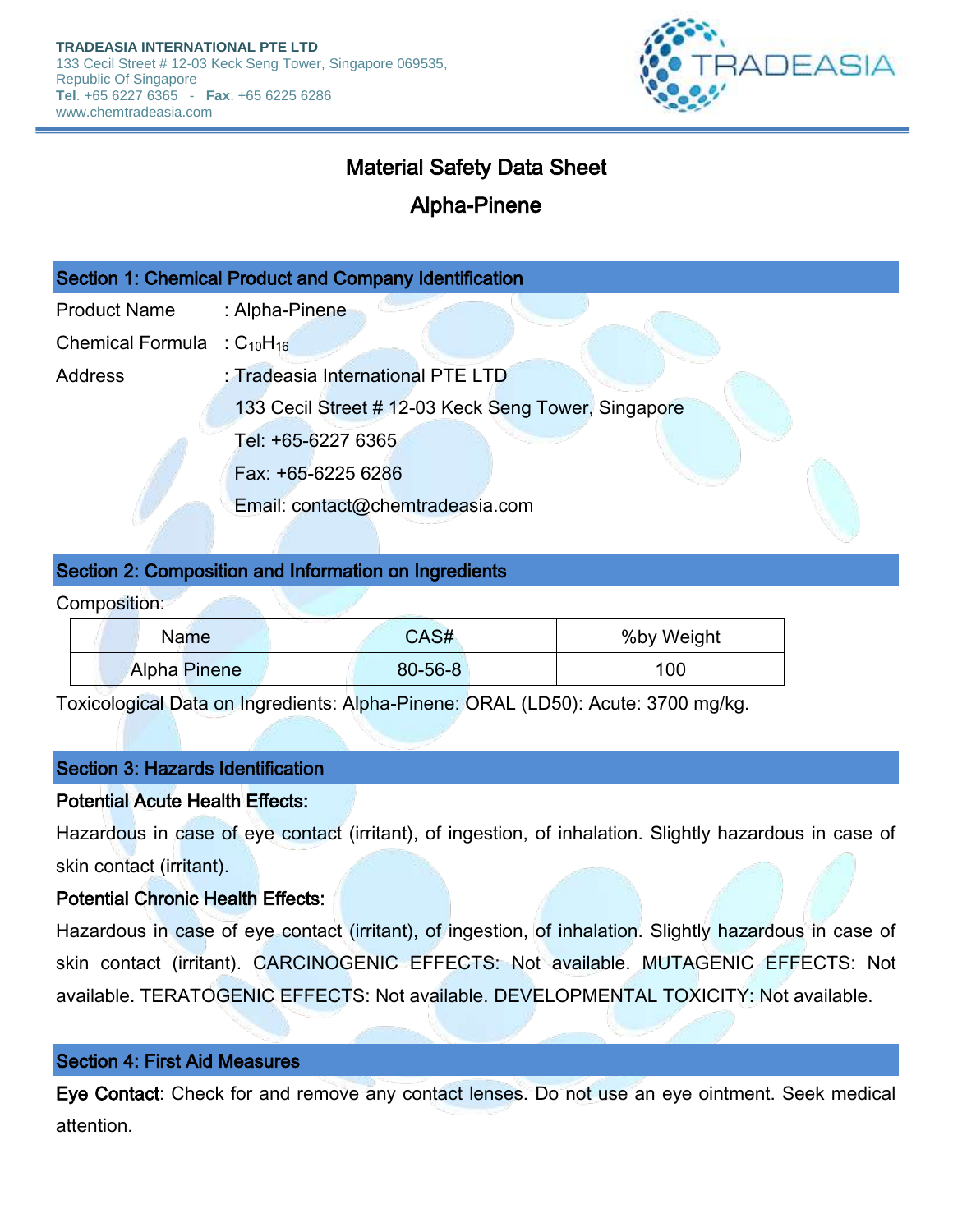TRADEASIA INTERNATIONAL PTE LTD
133 Cecil Street # 12-03 Keck Seng Tower, Singapore 069535,
Republic Of Singapore
**Tel**. +65 6227 6365 - **Fax**. +65 6225 6286
www.chemtradeasia.com

# Material Safety Data Sheet

# Alpha-Pinene

## Section 1: Chemical Product and Company Identification

Product Name : Alpha-Pinene

Chemical Formula : $C_{10}H_{16}$

Address : Tradeasia International PTE LTD
133 Cecil Street # 12-03 Keck Seng Tower, Singapore
Tel: +65-6227 6365
Fax: +65-6225 6286
Email: contact@chemtradeasia.com

## Section 2: Composition and Information on Ingredients

Composition:

| Name | CAS# | %by Weight |
|---|---|---|
| Alpha Pinene | 80-56-8 | 100 |

Toxicological Data on Ingredients: Alpha-Pinene: ORAL (LD50): Acute: 3700 mg/kg.

## Section 3: Hazards Identification

**Potential Acute Health Effects:**

Hazardous in case of eye contact (irritant), of ingestion, of inhalation. Slightly hazardous in case of skin contact (irritant).

**Potential Chronic Health Effects:**

Hazardous in case of eye contact (irritant), of ingestion, of inhalation. Slightly hazardous in case of skin contact (irritant). CARCINOGENIC EFFECTS: Not available. MUTAGENIC EFFECTS: Not available. TERATOGENIC EFFECTS: Not available. DEVELOPMENTAL TOXICITY: Not available.

## Section 4: First Aid Measures

**Eye Contact**: Check for and remove any contact lenses. Do not use an eye ointment. Seek medical attention.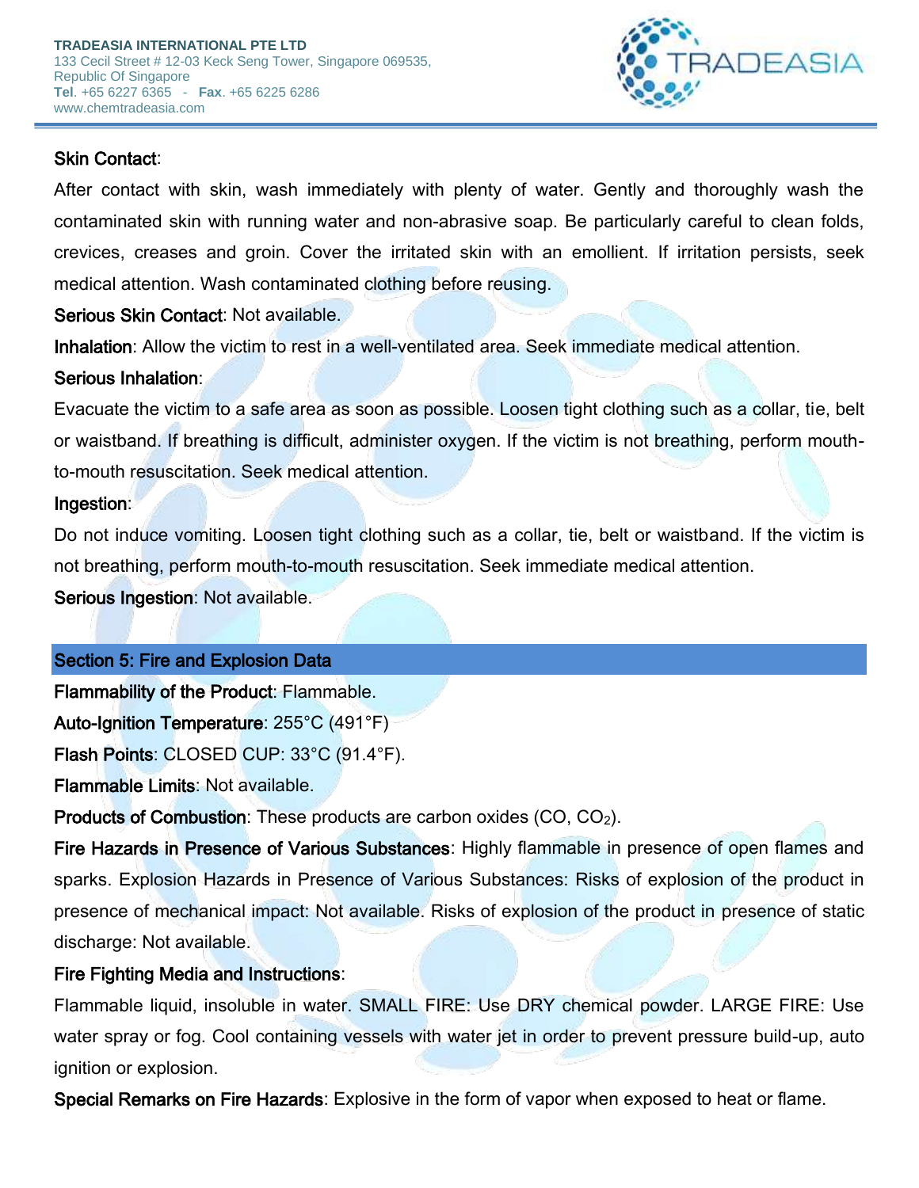**Skin Contact**:

After contact with skin, wash immediately with plenty of water. Gently and thoroughly wash the contaminated skin with running water and non-abrasive soap. Be particularly careful to clean folds, crevices, creases and groin. Cover the irritated skin with an emollient. If irritation persists, seek medical attention. Wash contaminated clothing before reusing.

**Serious Skin Contact**: Not available.

**Inhalation**: Allow the victim to rest in a well-ventilated area. Seek immediate medical attention.

**Serious Inhalation**:

Evacuate the victim to a safe area as soon as possible. Loosen tight clothing such as a collar, tie, belt or waistband. If breathing is difficult, administer oxygen. If the victim is not breathing, perform mouth-to-mouth resuscitation. Seek medical attention.

**Ingestion**:

Do not induce vomiting. Loosen tight clothing such as a collar, tie, belt or waistband. If the victim is not breathing, perform mouth-to-mouth resuscitation. Seek immediate medical attention.

**Serious Ingestion**: Not available.

## Section 5: Fire and Explosion Data

**Flammability of the Product**: Flammable.

**Auto-Ignition Temperature**: 255°C (491°F)

**Flash Points**: CLOSED CUP: 33°C (91.4°F).

**Flammable Limits**: Not available.

**Products of Combustion**: These products are carbon oxides (CO, $CO_2$).

**Fire Hazards in Presence of Various Substances**: Highly flammable in presence of open flames and sparks. Explosion Hazards in Presence of Various Substances: Risks of explosion of the product in presence of mechanical impact: Not available. Risks of explosion of the product in presence of static discharge: Not available.

**Fire Fighting Media and Instructions**:

Flammable liquid, insoluble in water. SMALL FIRE: Use DRY chemical powder. LARGE FIRE: Use water spray or fog. Cool containing vessels with water jet in order to prevent pressure build-up, auto ignition or explosion.

**Special Remarks on Fire Hazards**: Explosive in the form of vapor when exposed to heat or flame.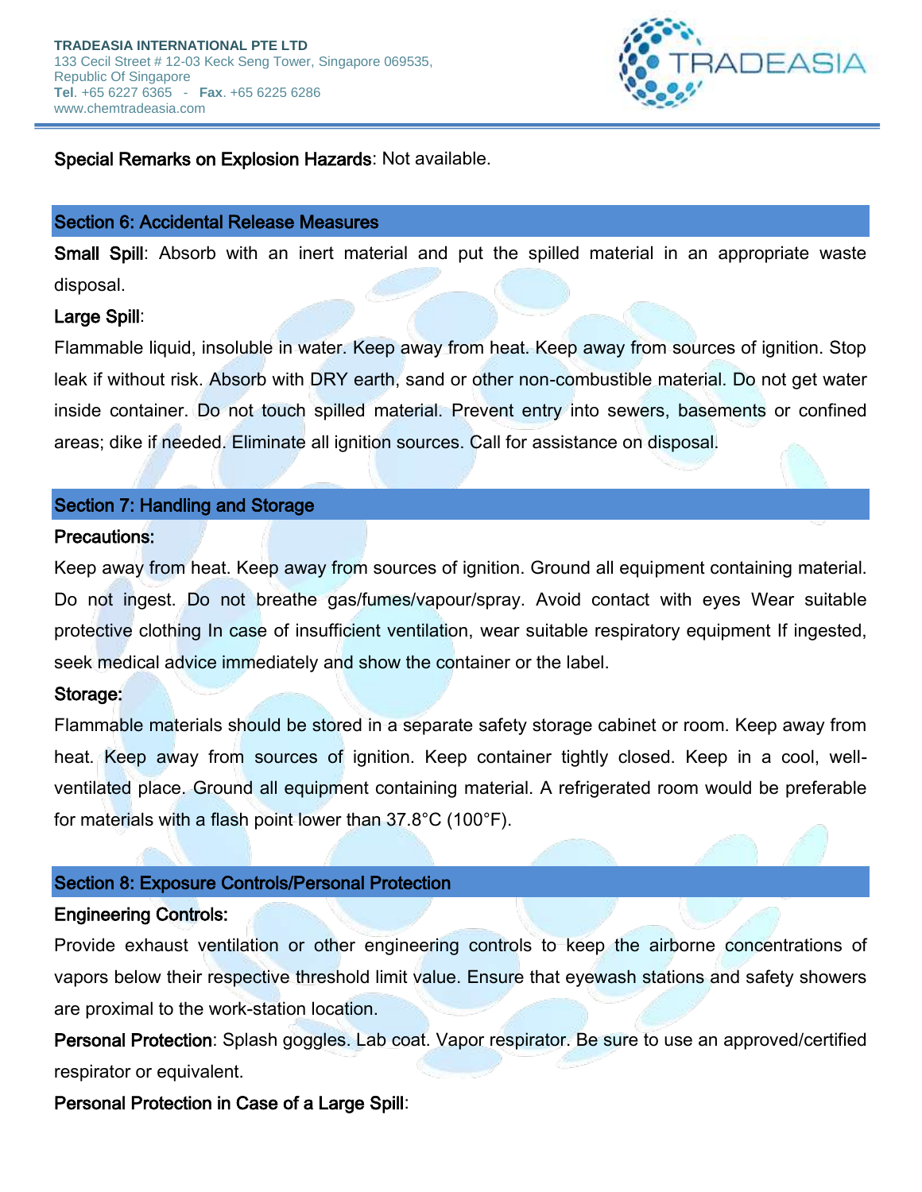**Special Remarks on Explosion Hazards**: Not available.

## Section 6: Accidental Release Measures

**Small Spill**: Absorb with an inert material and put the spilled material in an appropriate waste disposal.

**Large Spill**:

Flammable liquid, insoluble in water. Keep away from heat. Keep away from sources of ignition. Stop leak if without risk. Absorb with DRY earth, sand or other non-combustible material. Do not get water inside container. Do not touch spilled material. Prevent entry into sewers, basements or confined areas; dike if needed. Eliminate all ignition sources. Call for assistance on disposal.

## Section 7: Handling and Storage

**Precautions:**

Keep away from heat. Keep away from sources of ignition. Ground all equipment containing material. Do not ingest. Do not breathe gas/fumes/vapour/spray. Avoid contact with eyes Wear suitable protective clothing In case of insufficient ventilation, wear suitable respiratory equipment If ingested, seek medical advice immediately and show the container or the label.

**Storage:**

Flammable materials should be stored in a separate safety storage cabinet or room. Keep away from heat. Keep away from sources of ignition. Keep container tightly closed. Keep in a cool, well-ventilated place. Ground all equipment containing material. A refrigerated room would be preferable for materials with a flash point lower than 37.8°C (100°F).

## Section 8: Exposure Controls/Personal Protection

**Engineering Controls:**

Provide exhaust ventilation or other engineering controls to keep the airborne concentrations of vapors below their respective threshold limit value. Ensure that eyewash stations and safety showers are proximal to the work-station location.

**Personal Protection**: Splash goggles. Lab coat. Vapor respirator. Be sure to use an approved/certified respirator or equivalent.

**Personal Protection in Case of a Large Spill**: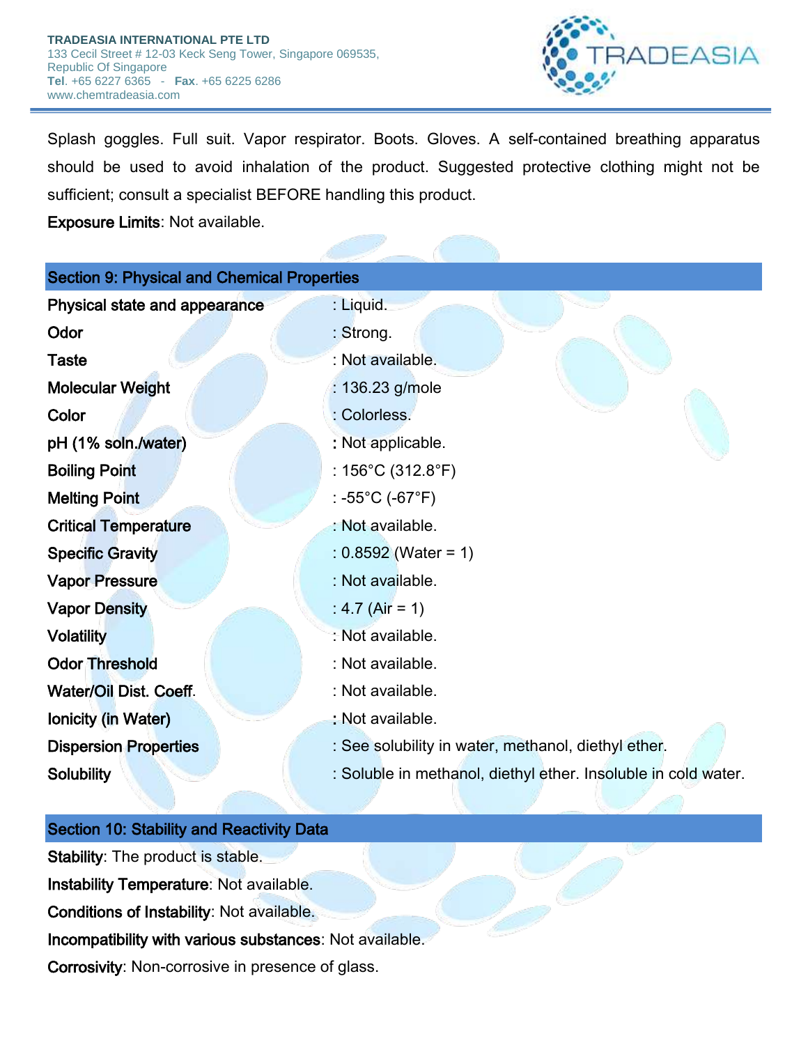Splash goggles. Full suit. Vapor respirator. Boots. Gloves. A self-contained breathing apparatus should be used to avoid inhalation of the product. Suggested protective clothing might not be sufficient; consult a specialist BEFORE handling this product.

**Exposure Limits**: Not available.

## Section 9: Physical and Chemical Properties

| | |
|---|---|
| **Physical state and appearance** | : Liquid. |
| **Odor** | : Strong. |
| **Taste** | : Not available. |
| **Molecular Weight** | : 136.23 g/mole |
| **Color** | : Colorless. |
| **pH (1% soln./water)** | : Not applicable. |
| **Boiling Point** | : 156°C (312.8°F) |
| **Melting Point** | : -55°C (-67°F) |
| **Critical Temperature** | : Not available. |
| **Specific Gravity** | : 0.8592 (Water = 1) |
| **Vapor Pressure** | : Not available. |
| **Vapor Density** | : 4.7 (Air = 1) |
| **Volatility** | : Not available. |
| **Odor Threshold** | : Not available. |
| **Water/Oil Dist. Coeff.** | : Not available. |
| **Ionicity (in Water)** | : Not available. |
| **Dispersion Properties** | : See solubility in water, methanol, diethyl ether. |
| **Solubility** | : Soluble in methanol, diethyl ether. Insoluble in cold water. |

## Section 10: Stability and Reactivity Data

**Stability**: The product is stable.

**Instability Temperature**: Not available.

**Conditions of Instability**: Not available.

**Incompatibility with various substances**: Not available.

**Corrosivity**: Non-corrosive in presence of glass.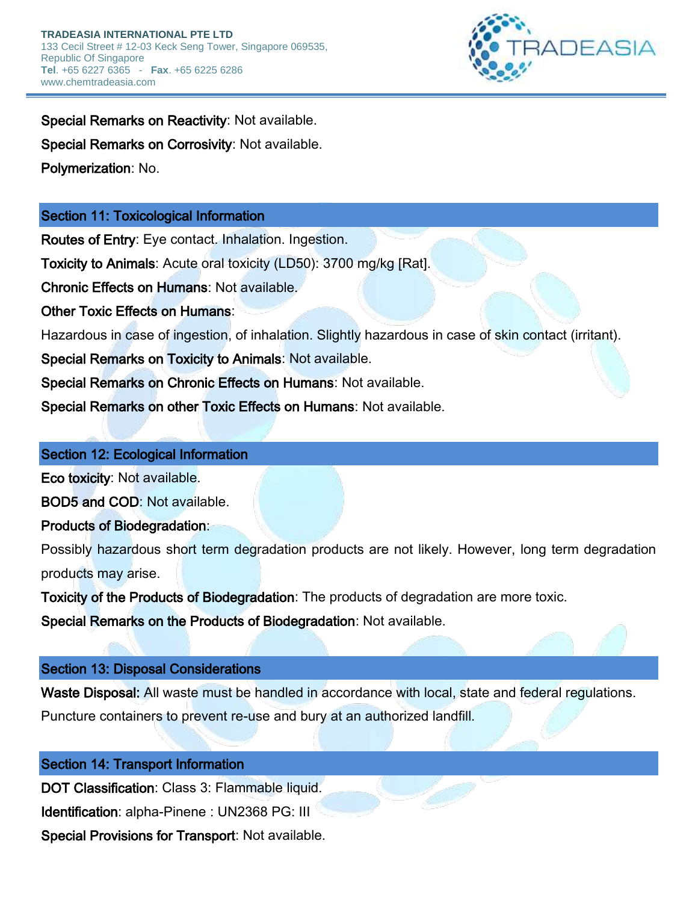**Special Remarks on Reactivity**: Not available.

**Special Remarks on Corrosivity**: Not available.

**Polymerization**: No.

## Section 11: Toxicological Information

**Routes of Entry**: Eye contact. Inhalation. Ingestion.

**Toxicity to Animals**: Acute oral toxicity (LD50): 3700 mg/kg [Rat].

**Chronic Effects on Humans**: Not available.

**Other Toxic Effects on Humans**:

Hazardous in case of ingestion, of inhalation. Slightly hazardous in case of skin contact (irritant).

**Special Remarks on Toxicity to Animals**: Not available.

**Special Remarks on Chronic Effects on Humans**: Not available.

**Special Remarks on other Toxic Effects on Humans**: Not available.

## Section 12: Ecological Information

**Eco toxicity**: Not available.

**BOD5 and COD**: Not available.

**Products of Biodegradation**:

Possibly hazardous short term degradation products are not likely. However, long term degradation products may arise.

**Toxicity of the Products of Biodegradation**: The products of degradation are more toxic.

**Special Remarks on the Products of Biodegradation**: Not available.

## Section 13: Disposal Considerations

**Waste Disposal:** All waste must be handled in accordance with local, state and federal regulations. Puncture containers to prevent re-use and bury at an authorized landfill.

## Section 14: Transport Information

**DOT Classification**: Class 3: Flammable liquid.

**Identification**: alpha-Pinene : UN2368 PG: III

**Special Provisions for Transport**: Not available.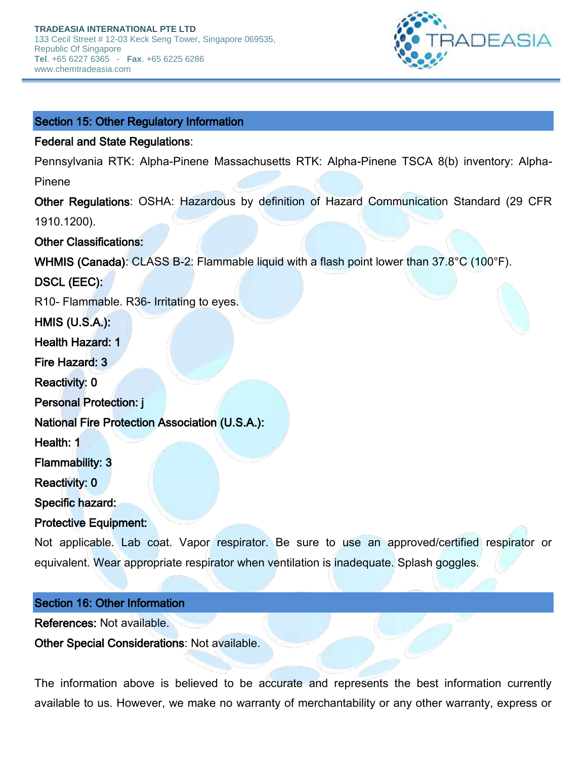## Section 15: Other Regulatory Information

**Federal and State Regulations**:

Pennsylvania RTK: Alpha-Pinene Massachusetts RTK: Alpha-Pinene TSCA 8(b) inventory: Alpha-Pinene

**Other Regulations**: OSHA: Hazardous by definition of Hazard Communication Standard (29 CFR 1910.1200).

**Other Classifications:**

**WHMIS (Canada)**: CLASS B-2: Flammable liquid with a flash point lower than 37.8°C (100°F).

**DSCL (EEC):**

R10- Flammable. R36- Irritating to eyes.

**HMIS (U.S.A.):**

**Health Hazard: 1**

**Fire Hazard: 3**

**Reactivity: 0**

**Personal Protection: j**

**National Fire Protection Association (U.S.A.):**

**Health: 1**

**Flammability: 3**

**Reactivity: 0**

**Specific hazard:**

**Protective Equipment:**

Not applicable. Lab coat. Vapor respirator. Be sure to use an approved/certified respirator or equivalent. Wear appropriate respirator when ventilation is inadequate. Splash goggles.

## Section 16: Other Information

**References:** Not available.

**Other Special Considerations**: Not available.

The information above is believed to be accurate and represents the best information currently available to us. However, we make no warranty of merchantability or any other warranty, express or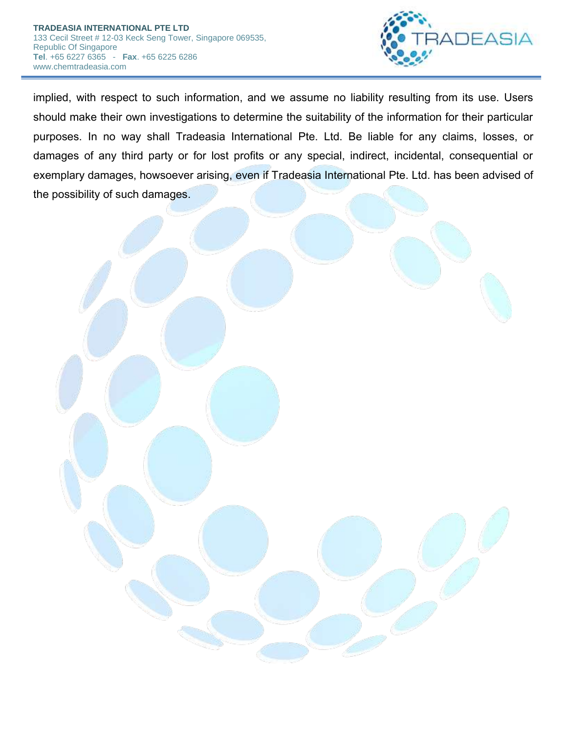implied, with respect to such information, and we assume no liability resulting from its use. Users should make their own investigations to determine the suitability of the information for their particular purposes. In no way shall Tradeasia International Pte. Ltd. Be liable for any claims, losses, or damages of any third party or for lost profits or any special, indirect, incidental, consequential or exemplary damages, howsoever arising, even if Tradeasia International Pte. Ltd. has been advised of the possibility of such damages.